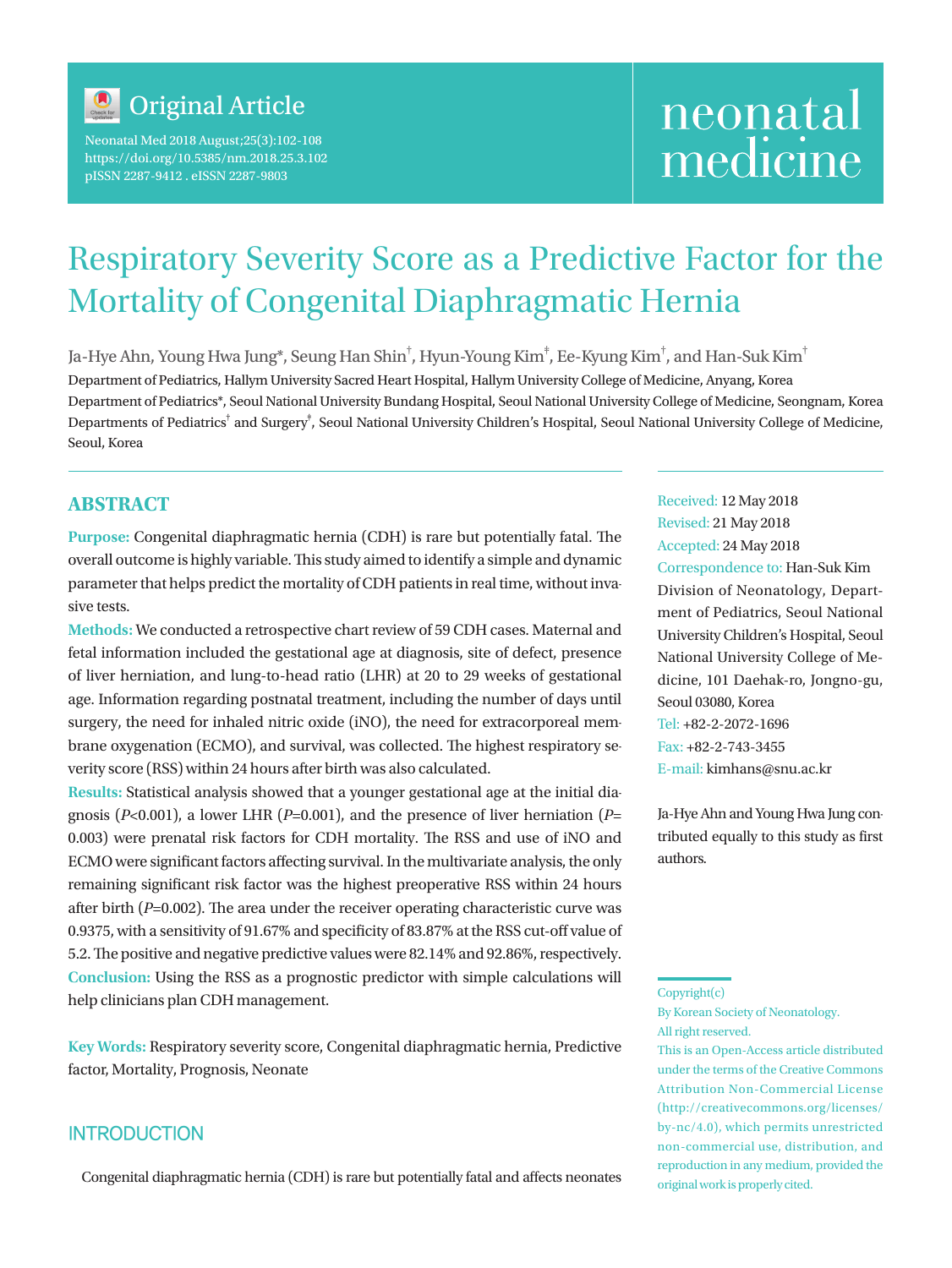Original Article

Neonatal Med 2018 August;25(3):102-108
https://doi.org/10.5385/nm.2018.25.3.102
pISSN 2287-9412 . eISSN 2287-9803

neonatal medicine

# Respiratory Severity Score as a Predictive Factor for the Mortality of Congenital Diaphragmatic Hernia

Ja-Hye Ahn, Young Hwa Jung*, Seung Han Shin[†], Hyun-Young Kim[‡], Ee-Kyung Kim[†], and Han-Suk Kim[†]

Department of Pediatrics, Hallym University Sacred Heart Hospital, Hallym University College of Medicine, Anyang, Korea
Department of Pediatrics*, Seoul National University Bundang Hospital, Seoul National University College of Medicine, Seongnam, Korea
Departments of Pediatrics[†] and Surgery[‡], Seoul National University Children's Hospital, Seoul National University College of Medicine, Seoul, Korea

## ABSTRACT

**Purpose:** Congenital diaphragmatic hernia (CDH) is rare but potentially fatal. The overall outcome is highly variable. This study aimed to identify a simple and dynamic parameter that helps predict the mortality of CDH patients in real time, without invasive tests.

**Methods:** We conducted a retrospective chart review of 59 CDH cases. Maternal and fetal information included the gestational age at diagnosis, site of defect, presence of liver herniation, and lung-to-head ratio (LHR) at 20 to 29 weeks of gestational age. Information regarding postnatal treatment, including the number of days until surgery, the need for inhaled nitric oxide (iNO), the need for extracorporeal membrane oxygenation (ECMO), and survival, was collected. The highest respiratory severity score (RSS) within 24 hours after birth was also calculated.

**Results:** Statistical analysis showed that a younger gestational age at the initial diagnosis ($P<0.001$), a lower LHR ($P=0.001$), and the presence of liver herniation ($P=0.003$) were prenatal risk factors for CDH mortality. The RSS and use of iNO and ECMO were significant factors affecting survival. In the multivariate analysis, the only remaining significant risk factor was the highest preoperative RSS within 24 hours after birth ($P=0.002$). The area under the receiver operating characteristic curve was 0.9375, with a sensitivity of 91.67% and specificity of 83.87% at the RSS cut-off value of 5.2. The positive and negative predictive values were 82.14% and 92.86%, respectively.

**Conclusion:** Using the RSS as a prognostic predictor with simple calculations will help clinicians plan CDH management.

**Key Words:** Respiratory severity score, Congenital diaphragmatic hernia, Predictive factor, Mortality, Prognosis, Neonate

Received: 12 May 2018
Revised: 21 May 2018
Accepted: 24 May 2018
Correspondence to: Han-Suk Kim
Division of Neonatology, Department of Pediatrics, Seoul National University Children's Hospital, Seoul National University College of Medicine, 101 Daehak-ro, Jongno-gu, Seoul 03080, Korea
Tel: +82-2-2072-1696
Fax: +82-2-743-3455
E-mail: kimhans@snu.ac.kr

Ja-Hye Ahn and Young Hwa Jung contributed equally to this study as first authors.

Copyright(c)
By Korean Society of Neonatology.
All right reserved.
This is an Open-Access article distributed under the terms of the Creative Commons Attribution Non-Commercial License (http://creativecommons.org/licenses/by-nc/4.0), which permits unrestricted non-commercial use, distribution, and reproduction in any medium, provided the original work is properly cited.

## INTRODUCTION

Congenital diaphragmatic hernia (CDH) is rare but potentially fatal and affects neonates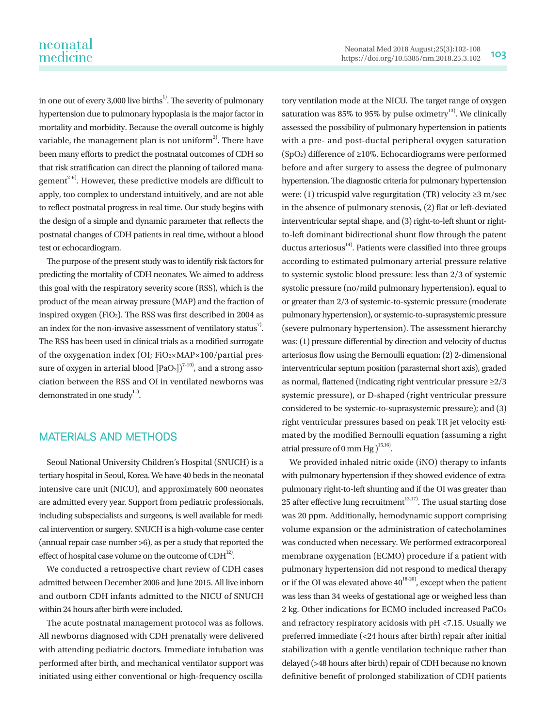in one out of every 3,000 live births[1]. The severity of pulmonary hypertension due to pulmonary hypoplasia is the major factor in mortality and morbidity. Because the overall outcome is highly variable, the management plan is not uniform[2]. There have been many efforts to predict the postnatal outcomes of CDH so that risk stratification can direct the planning of tailored management[2-6]. However, these predictive models are difficult to apply, too complex to understand intuitively, and are not able to reflect postnatal progress in real time. Our study begins with the design of a simple and dynamic parameter that reflects the postnatal changes of CDH patients in real time, without a blood test or echocardiogram.

The purpose of the present study was to identify risk factors for predicting the mortality of CDH neonates. We aimed to address this goal with the respiratory severity score (RSS), which is the product of the mean airway pressure (MAP) and the fraction of inspired oxygen ($FiO_2$). The RSS was first described in 2004 as an index for the non-invasive assessment of ventilatory status[7]. The RSS has been used in clinical trials as a modified surrogate of the oxygenation index (OI; $FiO_2 \times MAP \times 100$/partial pressure of oxygen in arterial blood [$PaO_2$])[7-10], and a strong association between the RSS and OI in ventilated newborns was demonstrated in one study[11].

## MATERIALS AND METHODS

Seoul National University Children's Hospital (SNUCH) is a tertiary hospital in Seoul, Korea. We have 40 beds in the neonatal intensive care unit (NICU), and approximately 600 neonates are admitted every year. Support from pediatric professionals, including subspecialists and surgeons, is well available for medical intervention or surgery. SNUCH is a high-volume case center (annual repair case number >6), as per a study that reported the effect of hospital case volume on the outcome of CDH[12].

We conducted a retrospective chart review of CDH cases admitted between December 2006 and June 2015. All live inborn and outborn CDH infants admitted to the NICU of SNUCH within 24 hours after birth were included.

The acute postnatal management protocol was as follows. All newborns diagnosed with CDH prenatally were delivered with attending pediatric doctors. Immediate intubation was performed after birth, and mechanical ventilator support was initiated using either conventional or high-frequency oscillatory ventilation mode at the NICU. The target range of oxygen saturation was 85% to 95% by pulse oximetry[13]. We clinically assessed the possibility of pulmonary hypertension in patients with a pre- and post-ductal peripheral oxygen saturation ($SpO_2$) difference of ≥10%. Echocardiograms were performed before and after surgery to assess the degree of pulmonary hypertension. The diagnostic criteria for pulmonary hypertension were: (1) tricuspid valve regurgitation (TR) velocity ≥3 m/sec in the absence of pulmonary stenosis, (2) flat or left-deviated interventricular septal shape, and (3) right-to-left shunt or right-to-left dominant bidirectional shunt flow through the patent ductus arteriosus[14]. Patients were classified into three groups according to estimated pulmonary arterial pressure relative to systemic systolic blood pressure: less than 2/3 of systemic systolic pressure (no/mild pulmonary hypertension), equal to or greater than 2/3 of systemic-to-systemic pressure (moderate pulmonary hypertension), or systemic-to-suprasystemic pressure (severe pulmonary hypertension). The assessment hierarchy was: (1) pressure differential by direction and velocity of ductus arteriosus flow using the Bernoulli equation; (2) 2-dimensional interventricular septum position (parasternal short axis), graded as normal, flattened (indicating right ventricular pressure ≥2/3 systemic pressure), or D-shaped (right ventricular pressure considered to be systemic-to-suprasystemic pressure); and (3) right ventricular pressures based on peak TR jet velocity estimated by the modified Bernoulli equation (assuming a right atrial pressure of 0 mm Hg )[15,16].

We provided inhaled nitric oxide (iNO) therapy to infants with pulmonary hypertension if they showed evidence of extrapulmonary right-to-left shunting and if the OI was greater than 25 after effective lung recruitment[13,17]. The usual starting dose was 20 ppm. Additionally, hemodynamic support comprising volume expansion or the administration of catecholamines was conducted when necessary. We performed extracorporeal membrane oxygenation (ECMO) procedure if a patient with pulmonary hypertension did not respond to medical therapy or if the OI was elevated above 40[18-20], except when the patient was less than 34 weeks of gestational age or weighed less than 2 kg. Other indications for ECMO included increased $PaCO_2$ and refractory respiratory acidosis with pH <7.15. Usually we preferred immediate (<24 hours after birth) repair after initial stabilization with a gentle ventilation technique rather than delayed (>48 hours after birth) repair of CDH because no known definitive benefit of prolonged stabilization of CDH patients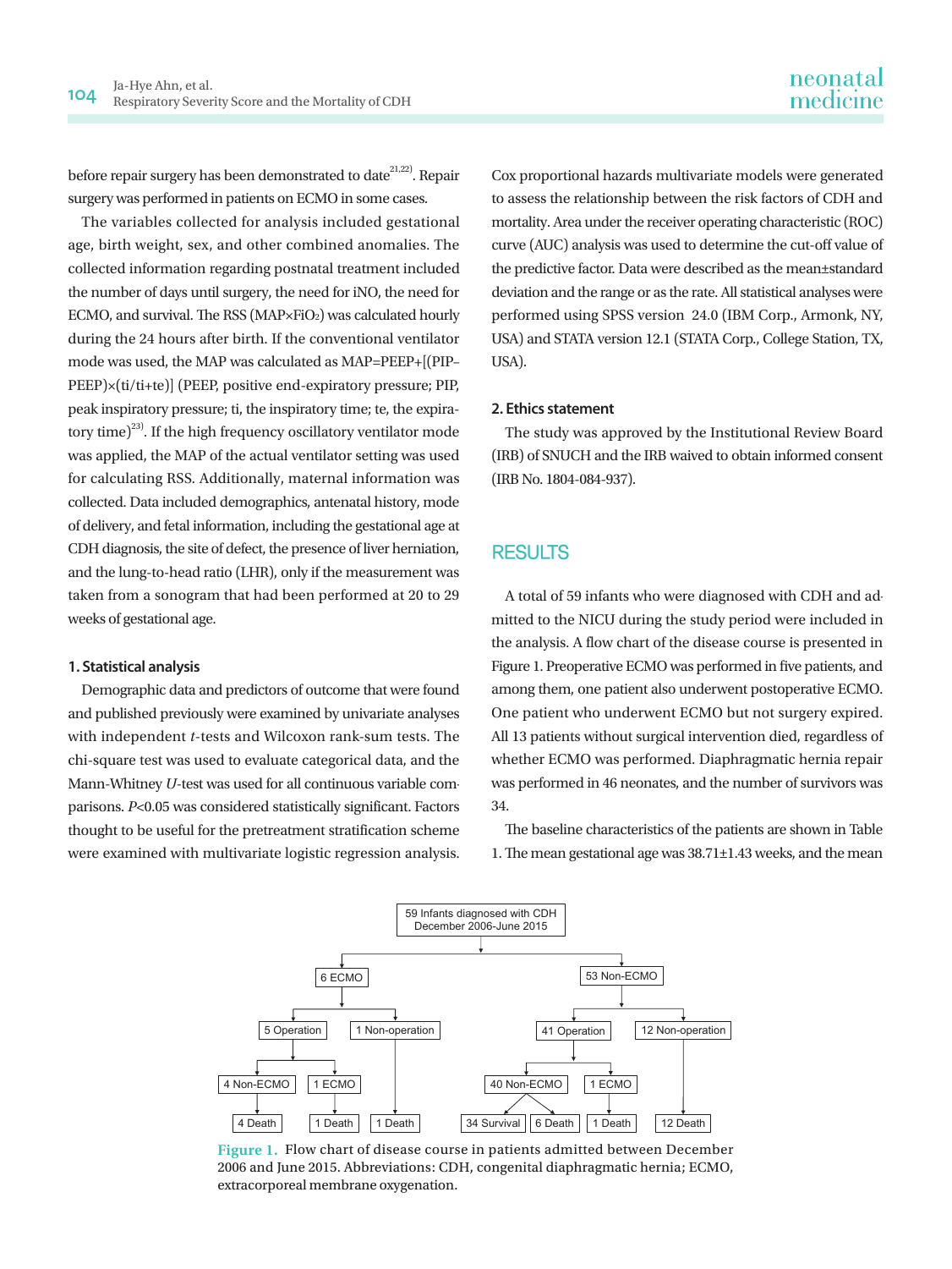before repair surgery has been demonstrated to date[21,22]. Repair surgery was performed in patients on ECMO in some cases.

The variables collected for analysis included gestational age, birth weight, sex, and other combined anomalies. The collected information regarding postnatal treatment included the number of days until surgery, the need for iNO, the need for ECMO, and survival. The RSS ($MAP \times FiO_2$) was calculated hourly during the 24 hours after birth. If the conventional ventilator mode was used, the MAP was calculated as $MAP = PEEP + [(PIP - PEEP) \times (ti/ti+te)]$ (PEEP, positive end-expiratory pressure; PIP, peak inspiratory pressure; ti, the inspiratory time; te, the expiratory time)[23]. If the high frequency oscillatory ventilator mode was applied, the MAP of the actual ventilator setting was used for calculating RSS. Additionally, maternal information was collected. Data included demographics, antenatal history, mode of delivery, and fetal information, including the gestational age at CDH diagnosis, the site of defect, the presence of liver herniation, and the lung-to-head ratio (LHR), only if the measurement was taken from a sonogram that had been performed at 20 to 29 weeks of gestational age.

### 1. Statistical analysis

Demographic data and predictors of outcome that were found and published previously were examined by univariate analyses with independent *t*-tests and Wilcoxon rank-sum tests. The chi-square test was used to evaluate categorical data, and the Mann-Whitney *U*-test was used for all continuous variable comparisons. $P<0.05$ was considered statistically significant. Factors thought to be useful for the pretreatment stratification scheme were examined with multivariate logistic regression analysis. Cox proportional hazards multivariate models were generated to assess the relationship between the risk factors of CDH and mortality. Area under the receiver operating characteristic (ROC) curve (AUC) analysis was used to determine the cut-off value of the predictive factor. Data were described as the mean±standard deviation and the range or as the rate. All statistical analyses were performed using SPSS version 24.0 (IBM Corp., Armonk, NY, USA) and STATA version 12.1 (STATA Corp., College Station, TX, USA).

### 2. Ethics statement

The study was approved by the Institutional Review Board (IRB) of SNUCH and the IRB waived to obtain informed consent (IRB No. 1804-084-937).

## RESULTS

A total of 59 infants who were diagnosed with CDH and admitted to the NICU during the study period were included in the analysis. A flow chart of the disease course is presented in Figure 1. Preoperative ECMO was performed in five patients, and among them, one patient also underwent postoperative ECMO. One patient who underwent ECMO but not surgery expired. All 13 patients without surgical intervention died, regardless of whether ECMO was performed. Diaphragmatic hernia repair was performed in 46 neonates, and the number of survivors was 34.

The baseline characteristics of the patients are shown in Table 1. The mean gestational age was 38.71±1.43 weeks, and the mean

```
59 Infants diagnosed with CDH
December 2006-June 2015
├── 6 ECMO
│   ├── 5 Operation
│   │   ├── 4 Non-ECMO → 4 Death
│   │   └── 1 ECMO → 1 Death
│   └── 1 Non-operation → 1 Death
└── 53 Non-ECMO
    ├── 41 Operation
    │   ├── 40 Non-ECMO → 34 Survival, 6 Death
    │   └── 1 ECMO → 1 Death
    └── 12 Non-operation → 12 Death
```

Figure 1. Flow chart of disease course in patients admitted between December 2006 and June 2015. Abbreviations: CDH, congenital diaphragmatic hernia; ECMO, extracorporeal membrane oxygenation.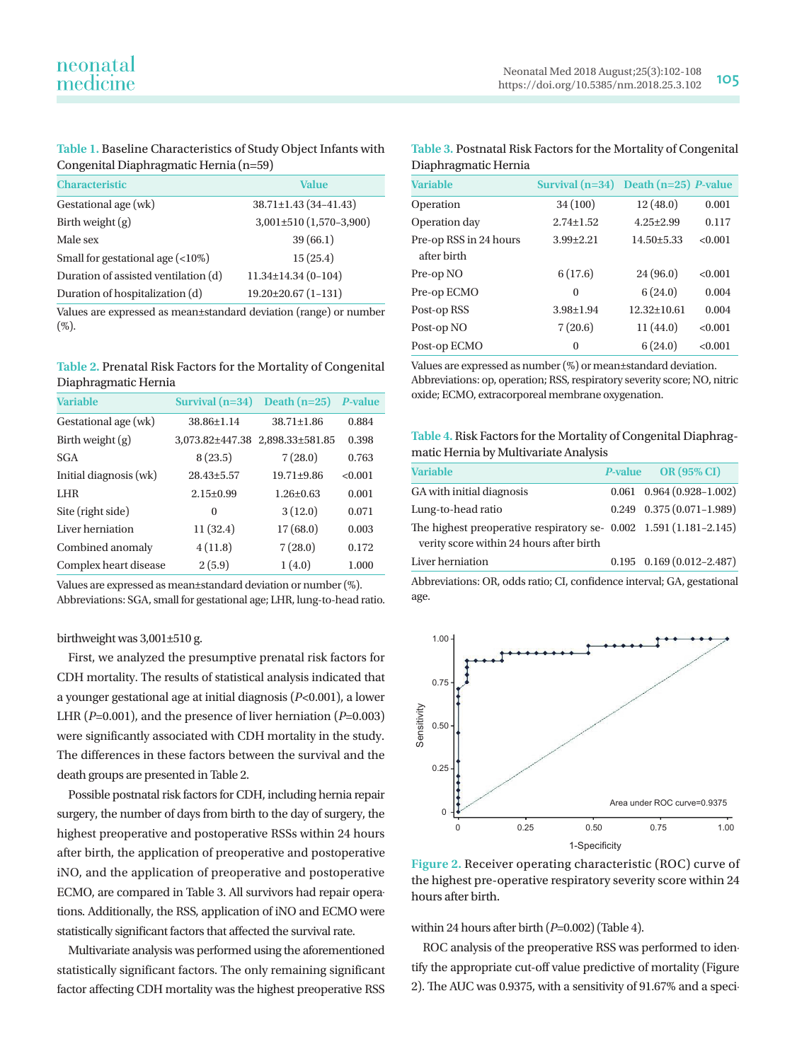**Table 1.** Baseline Characteristics of Study Object Infants with Congenital Diaphragmatic Hernia (n=59)

| Characteristic | Value |
|---|---|
| Gestational age (wk) | 38.71±1.43 (34–41.43) |
| Birth weight (g) | 3,001±510 (1,570–3,900) |
| Male sex | 39 (66.1) |
| Small for gestational age (<10%) | 15 (25.4) |
| Duration of assisted ventilation (d) | 11.34±14.34 (0–104) |
| Duration of hospitalization (d) | 19.20±20.67 (1–131) |

Values are expressed as mean±standard deviation (range) or number (%).

**Table 2.** Prenatal Risk Factors for the Mortality of Congenital Diaphragmatic Hernia

| Variable | Survival (n=34) | Death (n=25) | *P*-value |
|---|---|---|---|
| Gestational age (wk) | 38.86±1.14 | 38.71±1.86 | 0.884 |
| Birth weight (g) | 3,073.82±447.38 | 2,898.33±581.85 | 0.398 |
| SGA | 8 (23.5) | 7 (28.0) | 0.763 |
| Initial diagnosis (wk) | 28.43±5.57 | 19.71±9.86 | <0.001 |
| LHR | 2.15±0.99 | 1.26±0.63 | 0.001 |
| Site (right side) | 0 | 3 (12.0) | 0.071 |
| Liver herniation | 11 (32.4) | 17 (68.0) | 0.003 |
| Combined anomaly | 4 (11.8) | 7 (28.0) | 0.172 |
| Complex heart disease | 2 (5.9) | 1 (4.0) | 1.000 |

Values are expressed as mean±standard deviation or number (%).
Abbreviations: SGA, small for gestational age; LHR, lung-to-head ratio.

birthweight was 3,001±510 g.

First, we analyzed the presumptive prenatal risk factors for CDH mortality. The results of statistical analysis indicated that a younger gestational age at initial diagnosis (*P*<0.001), a lower LHR (*P*=0.001), and the presence of liver herniation (*P*=0.003) were significantly associated with CDH mortality in the study. The differences in these factors between the survival and the death groups are presented in Table 2.

Possible postnatal risk factors for CDH, including hernia repair surgery, the number of days from birth to the day of surgery, the highest preoperative and postoperative RSSs within 24 hours after birth, the application of preoperative and postoperative iNO, and the application of preoperative and postoperative ECMO, are compared in Table 3. All survivors had repair operations. Additionally, the RSS, application of iNO and ECMO were statistically significant factors that affected the survival rate.

Multivariate analysis was performed using the aforementioned statistically significant factors. The only remaining significant factor affecting CDH mortality was the highest preoperative RSS within 24 hours after birth (*P*=0.002) (Table 4).

ROC analysis of the preoperative RSS was performed to identify the appropriate cut-off value predictive of mortality (Figure 2). The AUC was 0.9375, with a sensitivity of 91.67% and a speci-

**Table 3.** Postnatal Risk Factors for the Mortality of Congenital Diaphragmatic Hernia

| Variable | Survival (n=34) | Death (n=25) | *P*-value |
|---|---|---|---|
| Operation | 34 (100) | 12 (48.0) | 0.001 |
| Operation day | 2.74±1.52 | 4.25±2.99 | 0.117 |
| Pre-op RSS in 24 hours after birth | 3.99±2.21 | 14.50±5.33 | <0.001 |
| Pre-op NO | 6 (17.6) | 24 (96.0) | <0.001 |
| Pre-op ECMO | 0 | 6 (24.0) | 0.004 |
| Post-op RSS | 3.98±1.94 | 12.32±10.61 | 0.004 |
| Post-op NO | 7 (20.6) | 11 (44.0) | <0.001 |
| Post-op ECMO | 0 | 6 (24.0) | <0.001 |

Values are expressed as number (%) or mean±standard deviation.
Abbreviations: op, operation; RSS, respiratory severity score; NO, nitric oxide; ECMO, extracorporeal membrane oxygenation.

**Table 4.** Risk Factors for the Mortality of Congenital Diaphragmatic Hernia by Multivariate Analysis

| Variable | *P*-value | OR (95% CI) |
|---|---|---|
| GA with initial diagnosis | 0.061 | 0.964 (0.928–1.002) |
| Lung-to-head ratio | 0.249 | 0.375 (0.071–1.989) |
| The highest preoperative respiratory severity score within 24 hours after birth | 0.002 | 1.591 (1.181–2.145) |
| Liver herniation | 0.195 | 0.169 (0.012–2.487) |

Abbreviations: OR, odds ratio; CI, confidence interval; GA, gestational age.

**Figure 2.** Receiver operating characteristic (ROC) curve of the highest pre-operative respiratory severity score within 24 hours after birth.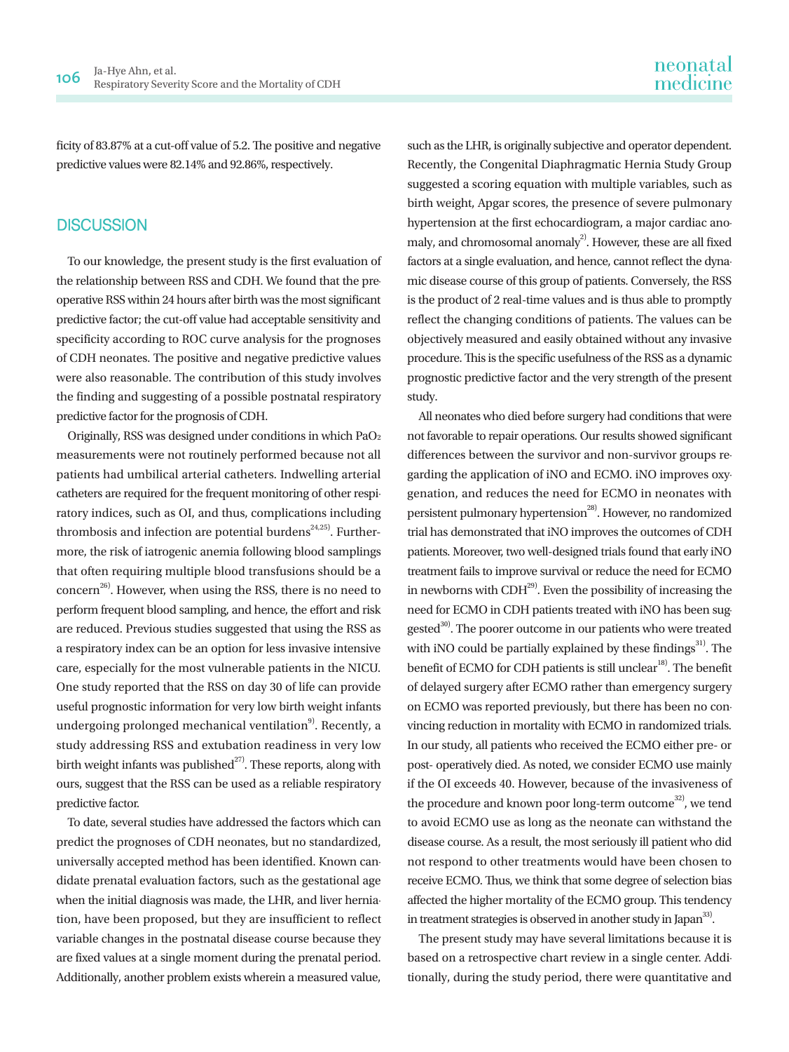ficity of 83.87% at a cut-off value of 5.2. The positive and negative predictive values were 82.14% and 92.86%, respectively.

## DISCUSSION

To our knowledge, the present study is the first evaluation of the relationship between RSS and CDH. We found that the preoperative RSS within 24 hours after birth was the most significant predictive factor; the cut-off value had acceptable sensitivity and specificity according to ROC curve analysis for the prognoses of CDH neonates. The positive and negative predictive values were also reasonable. The contribution of this study involves the finding and suggesting of a possible postnatal respiratory predictive factor for the prognosis of CDH.

Originally, RSS was designed under conditions in which $PaO_2$ measurements were not routinely performed because not all patients had umbilical arterial catheters. Indwelling arterial catheters are required for the frequent monitoring of other respiratory indices, such as OI, and thus, complications including thrombosis and infection are potential burdens[24,25]. Furthermore, the risk of iatrogenic anemia following blood samplings that often requiring multiple blood transfusions should be a concern[26]. However, when using the RSS, there is no need to perform frequent blood sampling, and hence, the effort and risk are reduced. Previous studies suggested that using the RSS as a respiratory index can be an option for less invasive intensive care, especially for the most vulnerable patients in the NICU. One study reported that the RSS on day 30 of life can provide useful prognostic information for very low birth weight infants undergoing prolonged mechanical ventilation[9]. Recently, a study addressing RSS and extubation readiness in very low birth weight infants was published[27]. These reports, along with ours, suggest that the RSS can be used as a reliable respiratory predictive factor.

To date, several studies have addressed the factors which can predict the prognoses of CDH neonates, but no standardized, universally accepted method has been identified. Known candidate prenatal evaluation factors, such as the gestational age when the initial diagnosis was made, the LHR, and liver herniation, have been proposed, but they are insufficient to reflect variable changes in the postnatal disease course because they are fixed values at a single moment during the prenatal period. Additionally, another problem exists wherein a measured value, such as the LHR, is originally subjective and operator dependent. Recently, the Congenital Diaphragmatic Hernia Study Group suggested a scoring equation with multiple variables, such as birth weight, Apgar scores, the presence of severe pulmonary hypertension at the first echocardiogram, a major cardiac anomaly, and chromosomal anomaly[2]. However, these are all fixed factors at a single evaluation, and hence, cannot reflect the dynamic disease course of this group of patients. Conversely, the RSS is the product of 2 real-time values and is thus able to promptly reflect the changing conditions of patients. The values can be objectively measured and easily obtained without any invasive procedure. This is the specific usefulness of the RSS as a dynamic prognostic predictive factor and the very strength of the present study.

All neonates who died before surgery had conditions that were not favorable to repair operations. Our results showed significant differences between the survivor and non-survivor groups regarding the application of iNO and ECMO. iNO improves oxygenation, and reduces the need for ECMO in neonates with persistent pulmonary hypertension[28]. However, no randomized trial has demonstrated that iNO improves the outcomes of CDH patients. Moreover, two well-designed trials found that early iNO treatment fails to improve survival or reduce the need for ECMO in newborns with CDH[29]. Even the possibility of increasing the need for ECMO in CDH patients treated with iNO has been suggested[30]. The poorer outcome in our patients who were treated with iNO could be partially explained by these findings[31]. The benefit of ECMO for CDH patients is still unclear[18]. The benefit of delayed surgery after ECMO rather than emergency surgery on ECMO was reported previously, but there has been no convincing reduction in mortality with ECMO in randomized trials. In our study, all patients who received the ECMO either pre- or post- operatively died. As noted, we consider ECMO use mainly if the OI exceeds 40. However, because of the invasiveness of the procedure and known poor long-term outcome[32], we tend to avoid ECMO use as long as the neonate can withstand the disease course. As a result, the most seriously ill patient who did not respond to other treatments would have been chosen to receive ECMO. Thus, we think that some degree of selection bias affected the higher mortality of the ECMO group. This tendency in treatment strategies is observed in another study in Japan[33].

The present study may have several limitations because it is based on a retrospective chart review in a single center. Additionally, during the study period, there were quantitative and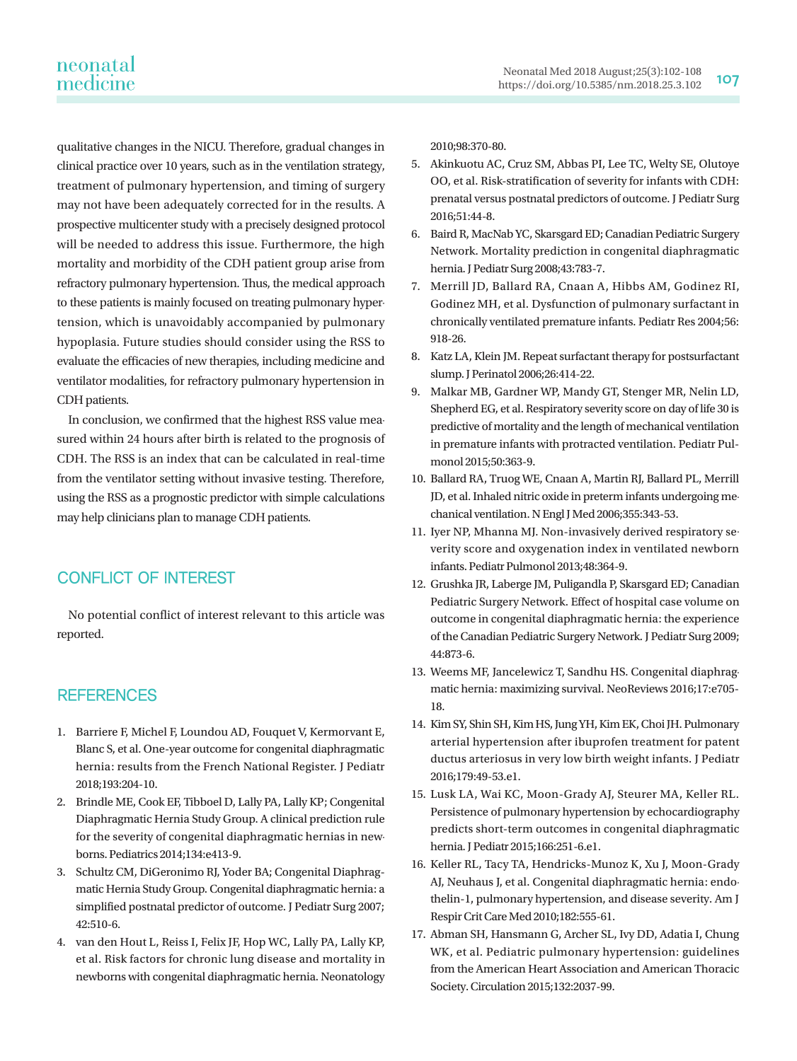qualitative changes in the NICU. Therefore, gradual changes in clinical practice over 10 years, such as in the ventilation strategy, treatment of pulmonary hypertension, and timing of surgery may not have been adequately corrected for in the results. A prospective multicenter study with a precisely designed protocol will be needed to address this issue. Furthermore, the high mortality and morbidity of the CDH patient group arise from refractory pulmonary hypertension. Thus, the medical approach to these patients is mainly focused on treating pulmonary hypertension, which is unavoidably accompanied by pulmonary hypoplasia. Future studies should consider using the RSS to evaluate the efficacies of new therapies, including medicine and ventilator modalities, for refractory pulmonary hypertension in CDH patients.

In conclusion, we confirmed that the highest RSS value measured within 24 hours after birth is related to the prognosis of CDH. The RSS is an index that can be calculated in real-time from the ventilator setting without invasive testing. Therefore, using the RSS as a prognostic predictor with simple calculations may help clinicians plan to manage CDH patients.

## CONFLICT OF INTEREST

No potential conflict of interest relevant to this article was reported.

## REFERENCES

1. Barriere F, Michel F, Loundou AD, Fouquet V, Kermorvant E, Blanc S, et al. One-year outcome for congenital diaphragmatic hernia: results from the French National Register. J Pediatr 2018;193:204-10.
2. Brindle ME, Cook EF, Tibboel D, Lally PA, Lally KP; Congenital Diaphragmatic Hernia Study Group. A clinical prediction rule for the severity of congenital diaphragmatic hernias in newborns. Pediatrics 2014;134:e413-9.
3. Schultz CM, DiGeronimo RJ, Yoder BA; Congenital Diaphragmatic Hernia Study Group. Congenital diaphragmatic hernia: a simplified postnatal predictor of outcome. J Pediatr Surg 2007;42:510-6.
4. van den Hout L, Reiss I, Felix JF, Hop WC, Lally PA, Lally KP, et al. Risk factors for chronic lung disease and mortality in newborns with congenital diaphragmatic hernia. Neonatology 2010;98:370-80.
5. Akinkuotu AC, Cruz SM, Abbas PI, Lee TC, Welty SE, Olutoye OO, et al. Risk-stratification of severity for infants with CDH: prenatal versus postnatal predictors of outcome. J Pediatr Surg 2016;51:44-8.
6. Baird R, MacNab YC, Skarsgard ED; Canadian Pediatric Surgery Network. Mortality prediction in congenital diaphragmatic hernia. J Pediatr Surg 2008;43:783-7.
7. Merrill JD, Ballard RA, Cnaan A, Hibbs AM, Godinez RI, Godinez MH, et al. Dysfunction of pulmonary surfactant in chronically ventilated premature infants. Pediatr Res 2004;56:918-26.
8. Katz LA, Klein JM. Repeat surfactant therapy for postsurfactant slump. J Perinatol 2006;26:414-22.
9. Malkar MB, Gardner WP, Mandy GT, Stenger MR, Nelin LD, Shepherd EG, et al. Respiratory severity score on day of life 30 is predictive of mortality and the length of mechanical ventilation in premature infants with protracted ventilation. Pediatr Pulmonol 2015;50:363-9.
10. Ballard RA, Truog WE, Cnaan A, Martin RJ, Ballard PL, Merrill JD, et al. Inhaled nitric oxide in preterm infants undergoing mechanical ventilation. N Engl J Med 2006;355:343-53.
11. Iyer NP, Mhanna MJ. Non-invasively derived respiratory severity score and oxygenation index in ventilated newborn infants. Pediatr Pulmonol 2013;48:364-9.
12. Grushka JR, Laberge JM, Puligandla P, Skarsgard ED; Canadian Pediatric Surgery Network. Effect of hospital case volume on outcome in congenital diaphragmatic hernia: the experience of the Canadian Pediatric Surgery Network. J Pediatr Surg 2009;44:873-6.
13. Weems MF, Jancelewicz T, Sandhu HS. Congenital diaphragmatic hernia: maximizing survival. NeoReviews 2016;17:e705-18.
14. Kim SY, Shin SH, Kim HS, Jung YH, Kim EK, Choi JH. Pulmonary arterial hypertension after ibuprofen treatment for patent ductus arteriosus in very low birth weight infants. J Pediatr 2016;179:49-53.e1.
15. Lusk LA, Wai KC, Moon-Grady AJ, Steurer MA, Keller RL. Persistence of pulmonary hypertension by echocardiography predicts short-term outcomes in congenital diaphragmatic hernia. J Pediatr 2015;166:251-6.e1.
16. Keller RL, Tacy TA, Hendricks-Munoz K, Xu J, Moon-Grady AJ, Neuhaus J, et al. Congenital diaphragmatic hernia: endothelin-1, pulmonary hypertension, and disease severity. Am J Respir Crit Care Med 2010;182:555-61.
17. Abman SH, Hansmann G, Archer SL, Ivy DD, Adatia I, Chung WK, et al. Pediatric pulmonary hypertension: guidelines from the American Heart Association and American Thoracic Society. Circulation 2015;132:2037-99.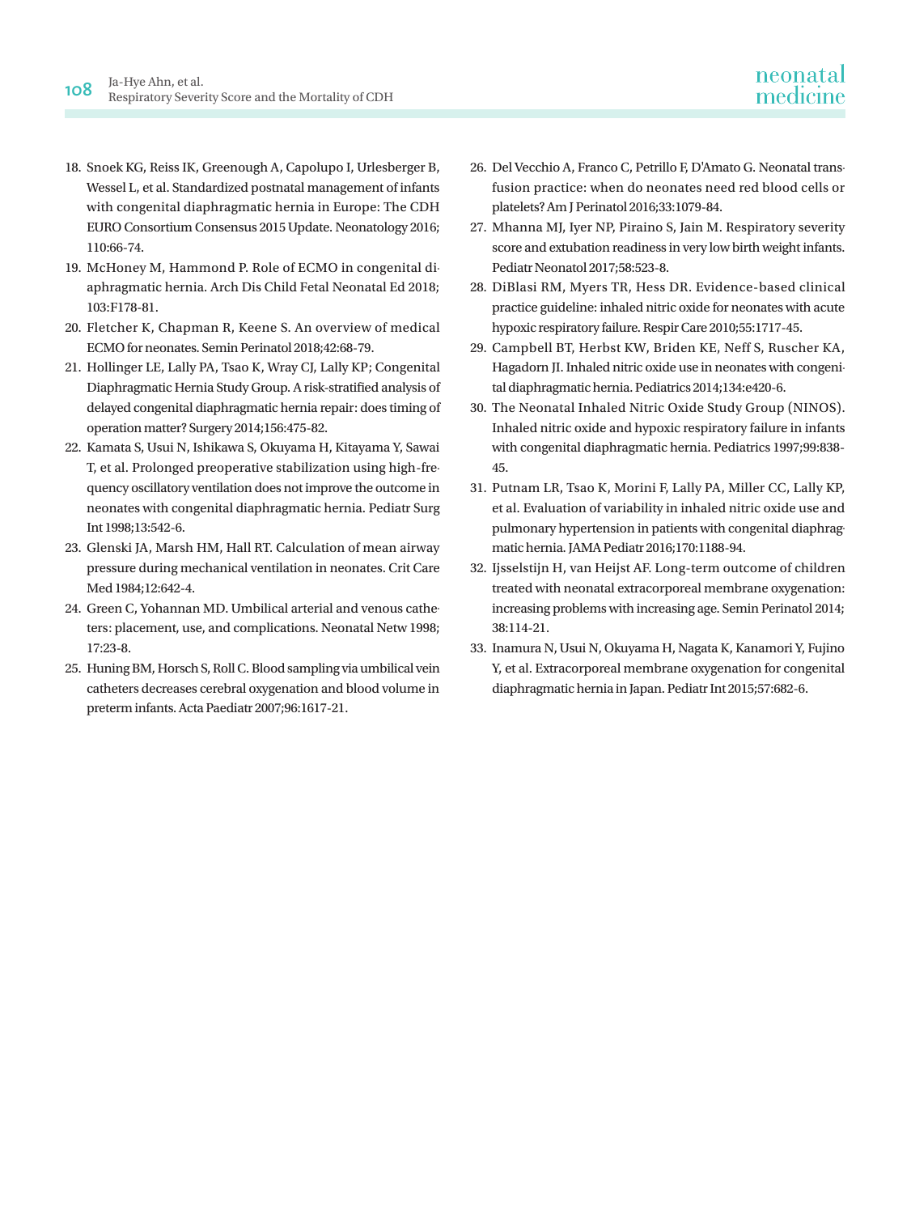18. Snoek KG, Reiss IK, Greenough A, Capolupo I, Urlesberger B, Wessel L, et al. Standardized postnatal management of infants with congenital diaphragmatic hernia in Europe: The CDH EURO Consortium Consensus 2015 Update. Neonatology 2016; 110:66-74.
19. McHoney M, Hammond P. Role of ECMO in congenital diaphragmatic hernia. Arch Dis Child Fetal Neonatal Ed 2018; 103:F178-81.
20. Fletcher K, Chapman R, Keene S. An overview of medical ECMO for neonates. Semin Perinatol 2018;42:68-79.
21. Hollinger LE, Lally PA, Tsao K, Wray CJ, Lally KP; Congenital Diaphragmatic Hernia Study Group. A risk-stratified analysis of delayed congenital diaphragmatic hernia repair: does timing of operation matter? Surgery 2014;156:475-82.
22. Kamata S, Usui N, Ishikawa S, Okuyama H, Kitayama Y, Sawai T, et al. Prolonged preoperative stabilization using high-frequency oscillatory ventilation does not improve the outcome in neonates with congenital diaphragmatic hernia. Pediatr Surg Int 1998;13:542-6.
23. Glenski JA, Marsh HM, Hall RT. Calculation of mean airway pressure during mechanical ventilation in neonates. Crit Care Med 1984;12:642-4.
24. Green C, Yohannan MD. Umbilical arterial and venous catheters: placement, use, and complications. Neonatal Netw 1998; 17:23-8.
25. Huning BM, Horsch S, Roll C. Blood sampling via umbilical vein catheters decreases cerebral oxygenation and blood volume in preterm infants. Acta Paediatr 2007;96:1617-21.
26. Del Vecchio A, Franco C, Petrillo F, D'Amato G. Neonatal transfusion practice: when do neonates need red blood cells or platelets? Am J Perinatol 2016;33:1079-84.
27. Mhanna MJ, Iyer NP, Piraino S, Jain M. Respiratory severity score and extubation readiness in very low birth weight infants. Pediatr Neonatol 2017;58:523-8.
28. DiBlasi RM, Myers TR, Hess DR. Evidence-based clinical practice guideline: inhaled nitric oxide for neonates with acute hypoxic respiratory failure. Respir Care 2010;55:1717-45.
29. Campbell BT, Herbst KW, Briden KE, Neff S, Ruscher KA, Hagadorn JI. Inhaled nitric oxide use in neonates with congenital diaphragmatic hernia. Pediatrics 2014;134:e420-6.
30. The Neonatal Inhaled Nitric Oxide Study Group (NINOS). Inhaled nitric oxide and hypoxic respiratory failure in infants with congenital diaphragmatic hernia. Pediatrics 1997;99:838-45.
31. Putnam LR, Tsao K, Morini F, Lally PA, Miller CC, Lally KP, et al. Evaluation of variability in inhaled nitric oxide use and pulmonary hypertension in patients with congenital diaphragmatic hernia. JAMA Pediatr 2016;170:1188-94.
32. Ijsselstijn H, van Heijst AF. Long-term outcome of children treated with neonatal extracorporeal membrane oxygenation: increasing problems with increasing age. Semin Perinatol 2014; 38:114-21.
33. Inamura N, Usui N, Okuyama H, Nagata K, Kanamori Y, Fujino Y, et al. Extracorporeal membrane oxygenation for congenital diaphragmatic hernia in Japan. Pediatr Int 2015;57:682-6.